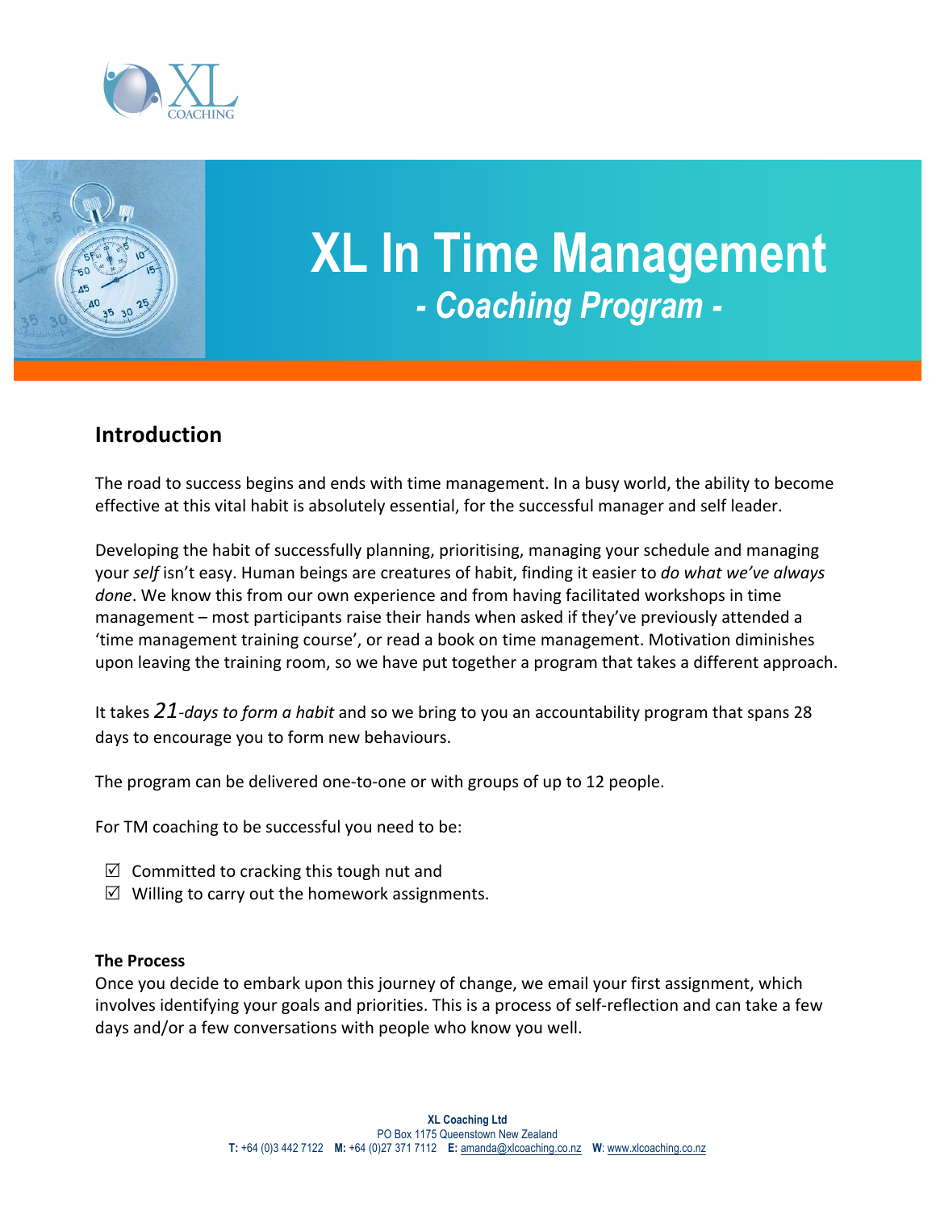# XL In Time Management

## *- Coaching Program -*

## Introduction

The road to success begins and ends with time management. In a busy world, the ability to become effective at this vital habit is absolutely essential, for the successful manager and self leader.

Developing the habit of successfully planning, prioritising, managing your schedule and managing your *self* isn't easy. Human beings are creatures of habit, finding it easier to *do what we've always done*. We know this from our own experience and from having facilitated workshops in time management – most participants raise their hands when asked if they've previously attended a 'time management training course', or read a book on time management. Motivation diminishes upon leaving the training room, so we have put together a program that takes a different approach.

It takes *21-days to form a habit* and so we bring to you an accountability program that spans 28 days to encourage you to form new behaviours.

The program can be delivered one-to-one or with groups of up to 12 people.

For TM coaching to be successful you need to be:

- ☑ Committed to cracking this tough nut and
- ☑ Willing to carry out the homework assignments.

**The Process**

Once you decide to embark upon this journey of change, we email your first assignment, which involves identifying your goals and priorities. This is a process of self-reflection and can take a few days and/or a few conversations with people who know you well.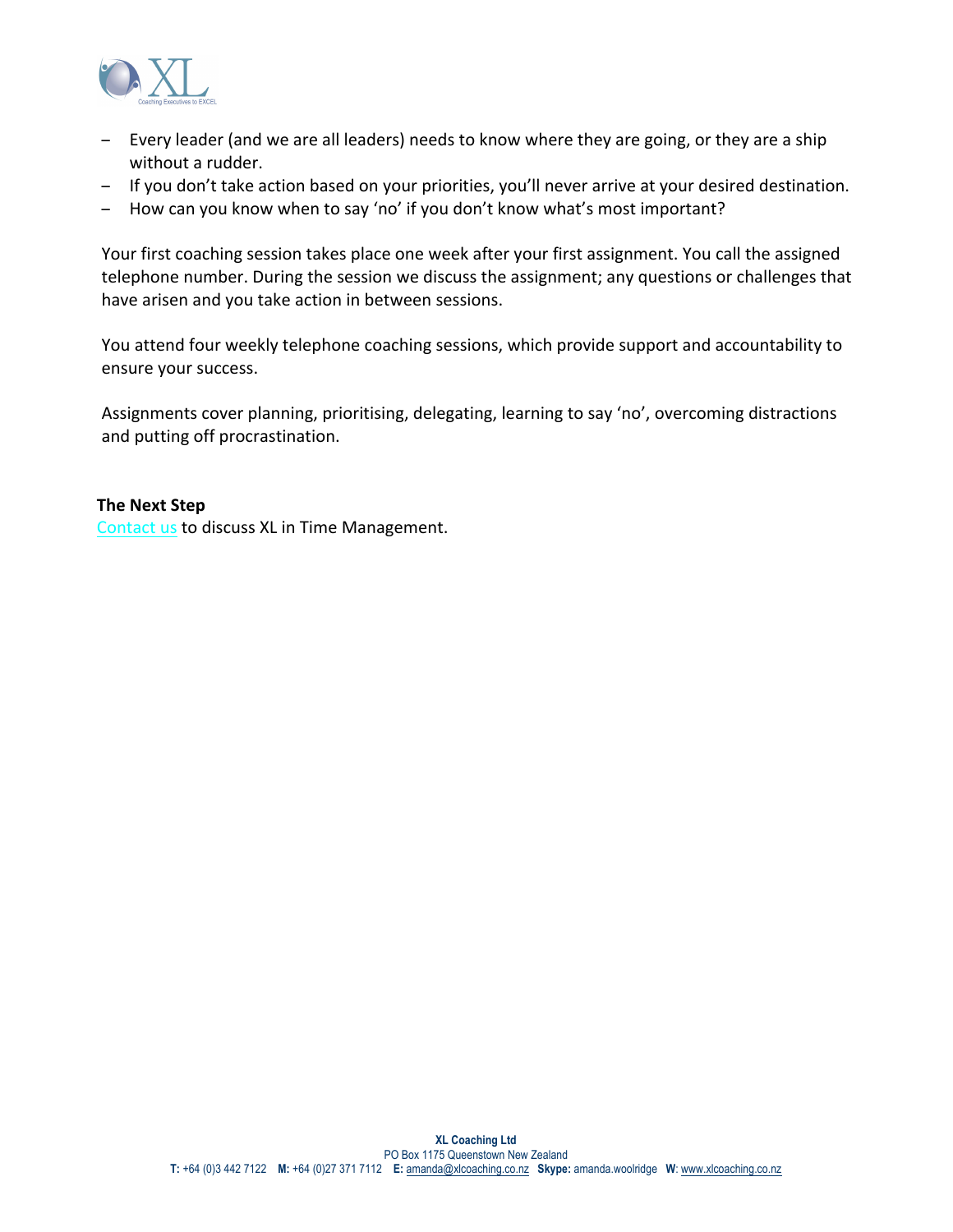- Every leader (and we are all leaders) needs to know where they are going, or they are a ship without a rudder.
- If you don't take action based on your priorities, you'll never arrive at your desired destination.
- How can you know when to say 'no' if you don't know what's most important?

Your first coaching session takes place one week after your first assignment. You call the assigned telephone number. During the session we discuss the assignment; any questions or challenges that have arisen and you take action in between sessions.

You attend four weekly telephone coaching sessions, which provide support and accountability to ensure your success.

Assignments cover planning, prioritising, delegating, learning to say 'no', overcoming distractions and putting off procrastination.

**The Next Step**

Contact us to discuss XL in Time Management.